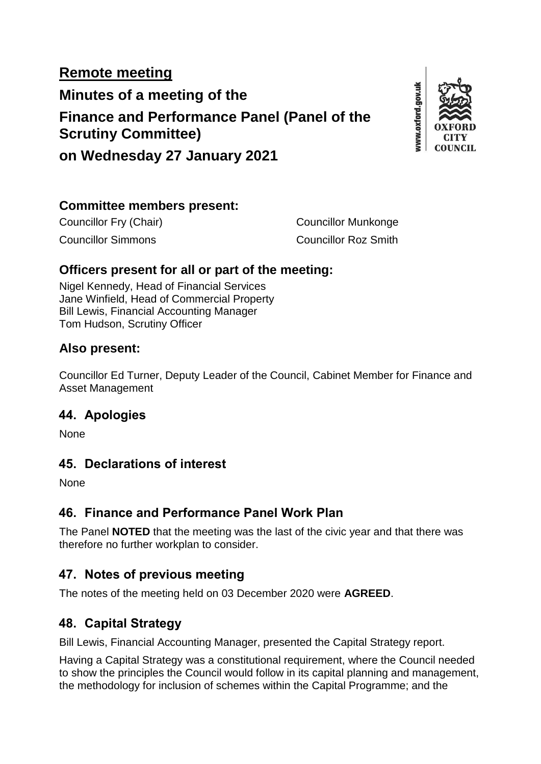**Remote meeting**

# Minutes of a meeting of the Finance and Performance Panel (Panel of the Scrutiny Committee) on Wednesday 27 January 2021

## Committee members present:

Councillor Fry (Chair)
Councillor Munkonge
Councillor Simmons
Councillor Roz Smith

## Officers present for all or part of the meeting:

Nigel Kennedy, Head of Financial Services
Jane Winfield, Head of Commercial Property
Bill Lewis, Financial Accounting Manager
Tom Hudson, Scrutiny Officer

## Also present:

Councillor Ed Turner, Deputy Leader of the Council, Cabinet Member for Finance and Asset Management

## 44. Apologies

None

## 45. Declarations of interest

None

## 46. Finance and Performance Panel Work Plan

The Panel **NOTED** that the meeting was the last of the civic year and that there was therefore no further workplan to consider.

## 47. Notes of previous meeting

The notes of the meeting held on 03 December 2020 were **AGREED**.

## 48. Capital Strategy

Bill Lewis, Financial Accounting Manager, presented the Capital Strategy report.

Having a Capital Strategy was a constitutional requirement, where the Council needed to show the principles the Council would follow in its capital planning and management, the methodology for inclusion of schemes within the Capital Programme; and the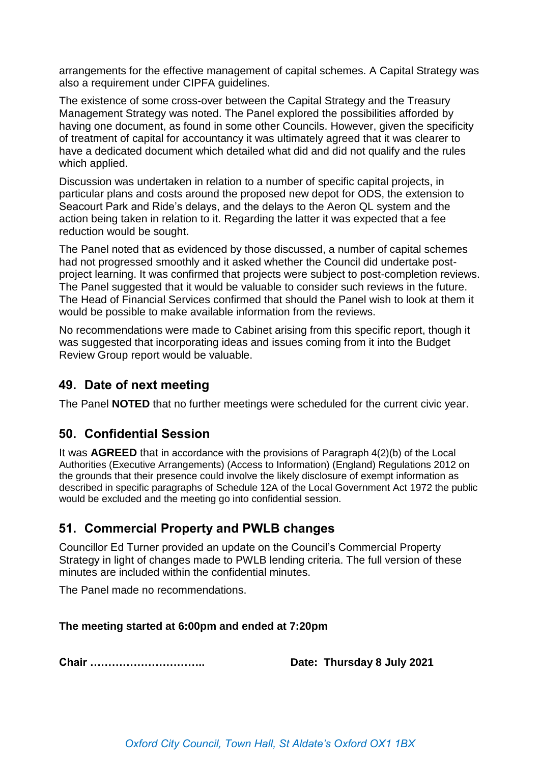arrangements for the effective management of capital schemes. A Capital Strategy was also a requirement under CIPFA guidelines.

The existence of some cross-over between the Capital Strategy and the Treasury Management Strategy was noted. The Panel explored the possibilities afforded by having one document, as found in some other Councils. However, given the specificity of treatment of capital for accountancy it was ultimately agreed that it was clearer to have a dedicated document which detailed what did and did not qualify and the rules which applied.

Discussion was undertaken in relation to a number of specific capital projects, in particular plans and costs around the proposed new depot for ODS, the extension to Seacourt Park and Ride's delays, and the delays to the Aeron QL system and the action being taken in relation to it. Regarding the latter it was expected that a fee reduction would be sought.

The Panel noted that as evidenced by those discussed, a number of capital schemes had not progressed smoothly and it asked whether the Council did undertake post-project learning. It was confirmed that projects were subject to post-completion reviews. The Panel suggested that it would be valuable to consider such reviews in the future. The Head of Financial Services confirmed that should the Panel wish to look at them it would be possible to make available information from the reviews.

No recommendations were made to Cabinet arising from this specific report, though it was suggested that incorporating ideas and issues coming from it into the Budget Review Group report would be valuable.

## 49. Date of next meeting

The Panel **NOTED** that no further meetings were scheduled for the current civic year.

## 50. Confidential Session

It was **AGREED** that in accordance with the provisions of Paragraph 4(2)(b) of the Local Authorities (Executive Arrangements) (Access to Information) (England) Regulations 2012 on the grounds that their presence could involve the likely disclosure of exempt information as described in specific paragraphs of Schedule 12A of the Local Government Act 1972 the public would be excluded and the meeting go into confidential session.

## 51. Commercial Property and PWLB changes

Councillor Ed Turner provided an update on the Council's Commercial Property Strategy in light of changes made to PWLB lending criteria. The full version of these minutes are included within the confidential minutes.

The Panel made no recommendations.

**The meeting started at 6:00pm and ended at 7:20pm**

**Chair …………………………..** **Date: Thursday 8 July 2021**